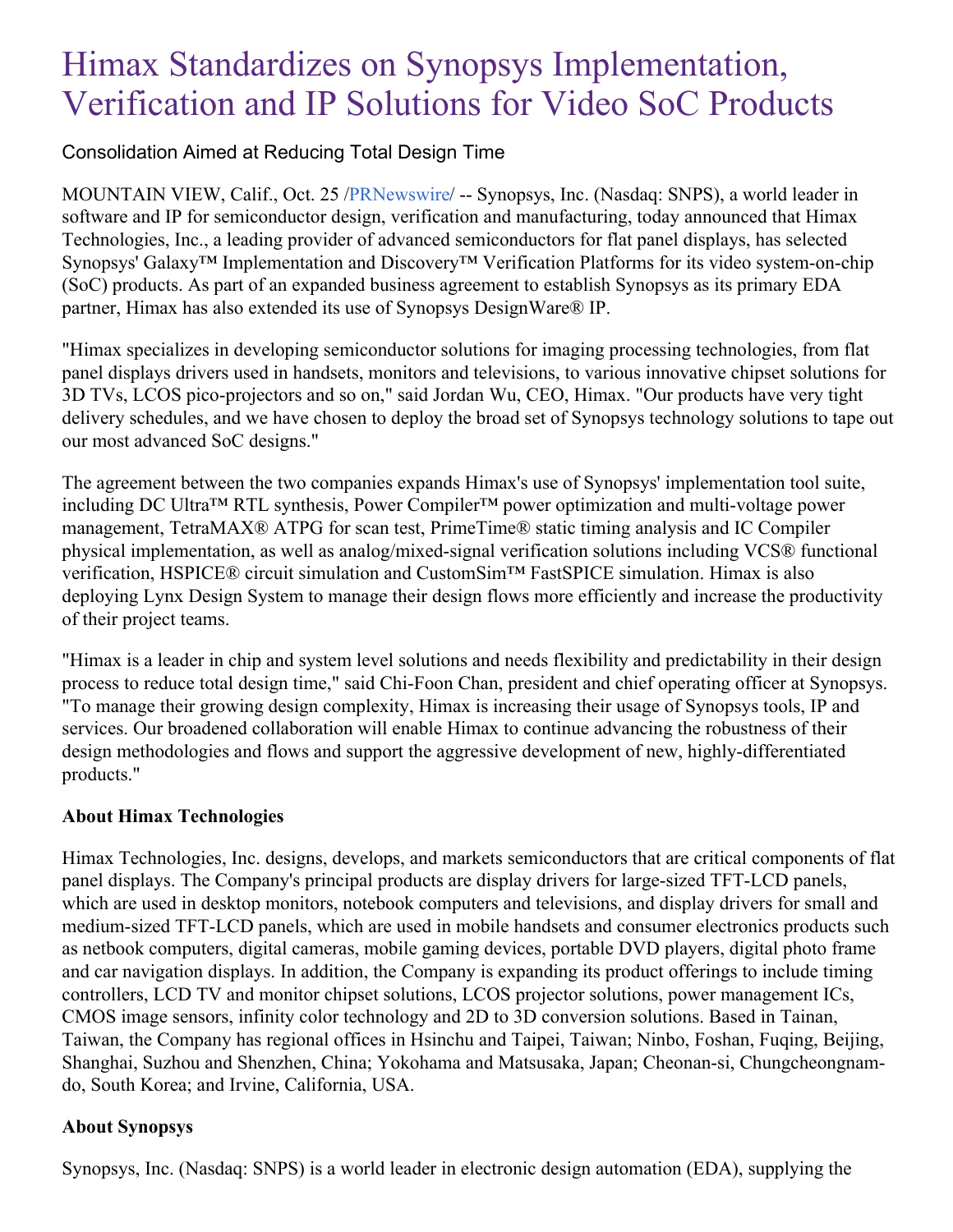# Himax Standardizes on Synopsys Implementation, Verification and IP Solutions for Video SoC Products

Consolidation Aimed at Reducing Total Design Time

MOUNTAIN VIEW, Calif., Oct. 25 /PRNewswire/ -- Synopsys, Inc. (Nasdaq: SNPS), a world leader in software and IP for semiconductor design, verification and manufacturing, today announced that Himax Technologies, Inc., a leading provider of advanced semiconductors for flat panel displays, has selected Synopsys' Galaxy™ Implementation and Discovery™ Verification Platforms for its video system-on-chip (SoC) products. As part of an expanded business agreement to establish Synopsys as its primary EDA partner, Himax has also extended its use of Synopsys DesignWare® IP.

"Himax specializes in developing semiconductor solutions for imaging processing technologies, from flat panel displays drivers used in handsets, monitors and televisions, to various innovative chipset solutions for 3D TVs, LCOS pico-projectors and so on," said Jordan Wu, CEO, Himax. "Our products have very tight delivery schedules, and we have chosen to deploy the broad set of Synopsys technology solutions to tape out our most advanced SoC designs."

The agreement between the two companies expands Himax's use of Synopsys' implementation tool suite, including DC Ultra™ RTL synthesis, Power Compiler™ power optimization and multi-voltage power management, TetraMAX® ATPG for scan test, PrimeTime® static timing analysis and IC Compiler physical implementation, as well as analog/mixed-signal verification solutions including VCS® functional verification, HSPICE® circuit simulation and CustomSim™ FastSPICE simulation. Himax is also deploying Lynx Design System to manage their design flows more efficiently and increase the productivity of their project teams.

"Himax is a leader in chip and system level solutions and needs flexibility and predictability in their design process to reduce total design time," said Chi-Foon Chan, president and chief operating officer at Synopsys. "To manage their growing design complexity, Himax is increasing their usage of Synopsys tools, IP and services. Our broadened collaboration will enable Himax to continue advancing the robustness of their design methodologies and flows and support the aggressive development of new, highly-differentiated products."

**About Himax Technologies**

Himax Technologies, Inc. designs, develops, and markets semiconductors that are critical components of flat panel displays. The Company's principal products are display drivers for large-sized TFT-LCD panels, which are used in desktop monitors, notebook computers and televisions, and display drivers for small and medium-sized TFT-LCD panels, which are used in mobile handsets and consumer electronics products such as netbook computers, digital cameras, mobile gaming devices, portable DVD players, digital photo frame and car navigation displays. In addition, the Company is expanding its product offerings to include timing controllers, LCD TV and monitor chipset solutions, LCOS projector solutions, power management ICs, CMOS image sensors, infinity color technology and 2D to 3D conversion solutions. Based in Tainan, Taiwan, the Company has regional offices in Hsinchu and Taipei, Taiwan; Ninbo, Foshan, Fuqing, Beijing, Shanghai, Suzhou and Shenzhen, China; Yokohama and Matsusaka, Japan; Cheonan-si, Chungcheongnam-do, South Korea; and Irvine, California, USA.

**About Synopsys**

Synopsys, Inc. (Nasdaq: SNPS) is a world leader in electronic design automation (EDA), supplying the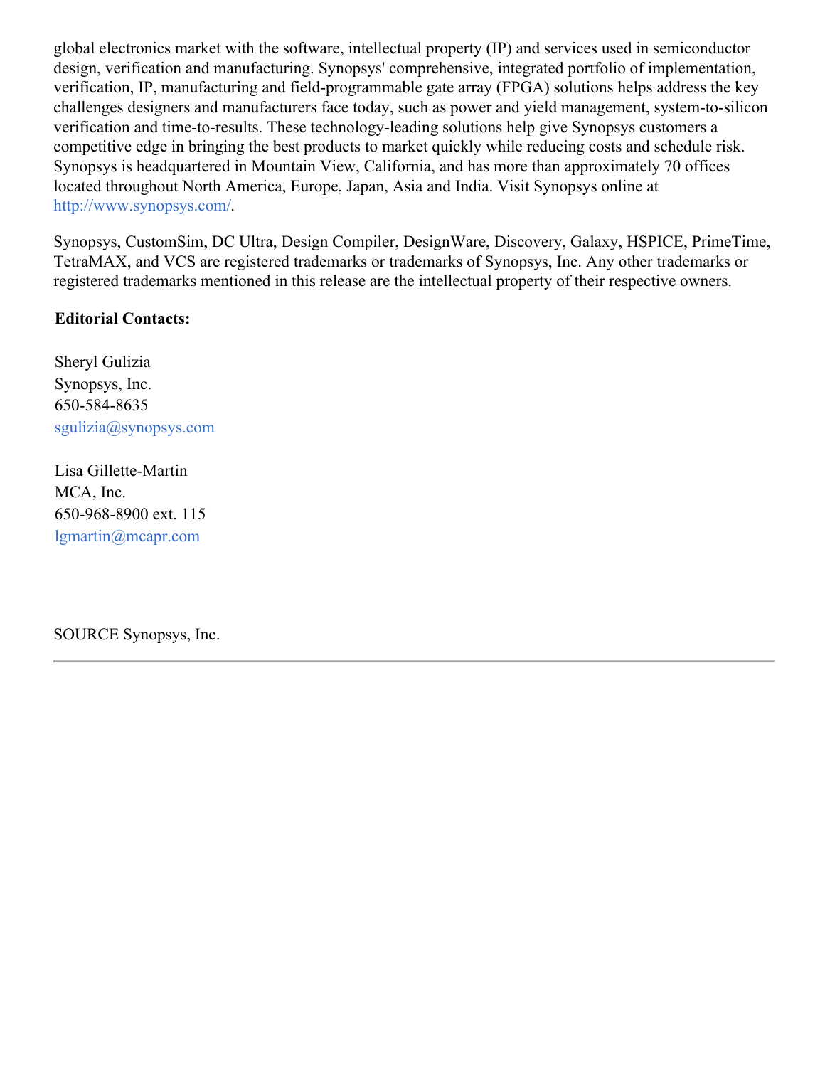global electronics market with the software, intellectual property (IP) and services used in semiconductor design, verification and manufacturing. Synopsys' comprehensive, integrated portfolio of implementation, verification, IP, manufacturing and field-programmable gate array (FPGA) solutions helps address the key challenges designers and manufacturers face today, such as power and yield management, system-to-silicon verification and time-to-results. These technology-leading solutions help give Synopsys customers a competitive edge in bringing the best products to market quickly while reducing costs and schedule risk. Synopsys is headquartered in Mountain View, California, and has more than approximately 70 offices located throughout North America, Europe, Japan, Asia and India. Visit Synopsys online at http://www.synopsys.com/.

Synopsys, CustomSim, DC Ultra, Design Compiler, DesignWare, Discovery, Galaxy, HSPICE, PrimeTime, TetraMAX, and VCS are registered trademarks or trademarks of Synopsys, Inc. Any other trademarks or registered trademarks mentioned in this release are the intellectual property of their respective owners.

**Editorial Contacts:**

Sheryl Gulizia
Synopsys, Inc.
650-584-8635
sgulizia@synopsys.com

Lisa Gillette-Martin
MCA, Inc.
650-968-8900 ext. 115
lgmartin@mcapr.com

SOURCE Synopsys, Inc.